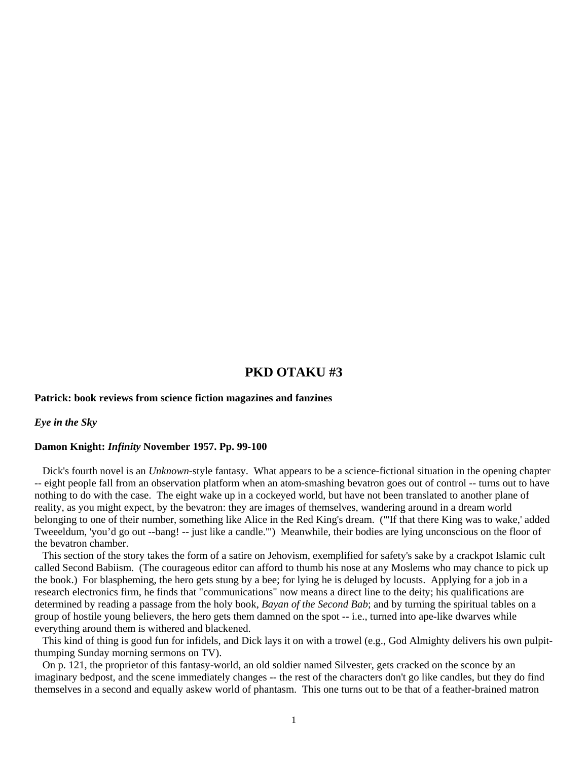# PKD OTAKU #3

**Patrick: book reviews from science fiction magazines and fanzines**

***Eye in the Sky***

**Damon Knight: *Infinity* November 1957. Pp. 99-100**

Dick's fourth novel is an *Unknown*-style fantasy. What appears to be a science-fictional situation in the opening chapter -- eight people fall from an observation platform when an atom-smashing bevatron goes out of control -- turns out to have nothing to do with the case. The eight wake up in a cockeyed world, but have not been translated to another plane of reality, as you might expect, by the bevatron: they are images of themselves, wandering around in a dream world belonging to one of their number, something like Alice in the Red King's dream. ("'If that there King was to wake,' added Tweeeldum, 'you'd go out --bang! -- just like a candle.'") Meanwhile, their bodies are lying unconscious on the floor of the bevatron chamber.

This section of the story takes the form of a satire on Jehovism, exemplified for safety's sake by a crackpot Islamic cult called Second Babiism. (The courageous editor can afford to thumb his nose at any Moslems who may chance to pick up the book.) For blaspheming, the hero gets stung by a bee; for lying he is deluged by locusts. Applying for a job in a research electronics firm, he finds that "communications" now means a direct line to the deity; his qualifications are determined by reading a passage from the holy book, *Bayan of the Second Bab*; and by turning the spiritual tables on a group of hostile young believers, the hero gets them damned on the spot -- i.e., turned into ape-like dwarves while everything around them is withered and blackened.

This kind of thing is good fun for infidels, and Dick lays it on with a trowel (e.g., God Almighty delivers his own pulpit-thumping Sunday morning sermons on TV).

On p. 121, the proprietor of this fantasy-world, an old soldier named Silvester, gets cracked on the sconce by an imaginary bedpost, and the scene immediately changes -- the rest of the characters don't go like candles, but they do find themselves in a second and equally askew world of phantasm. This one turns out to be that of a feather-brained matron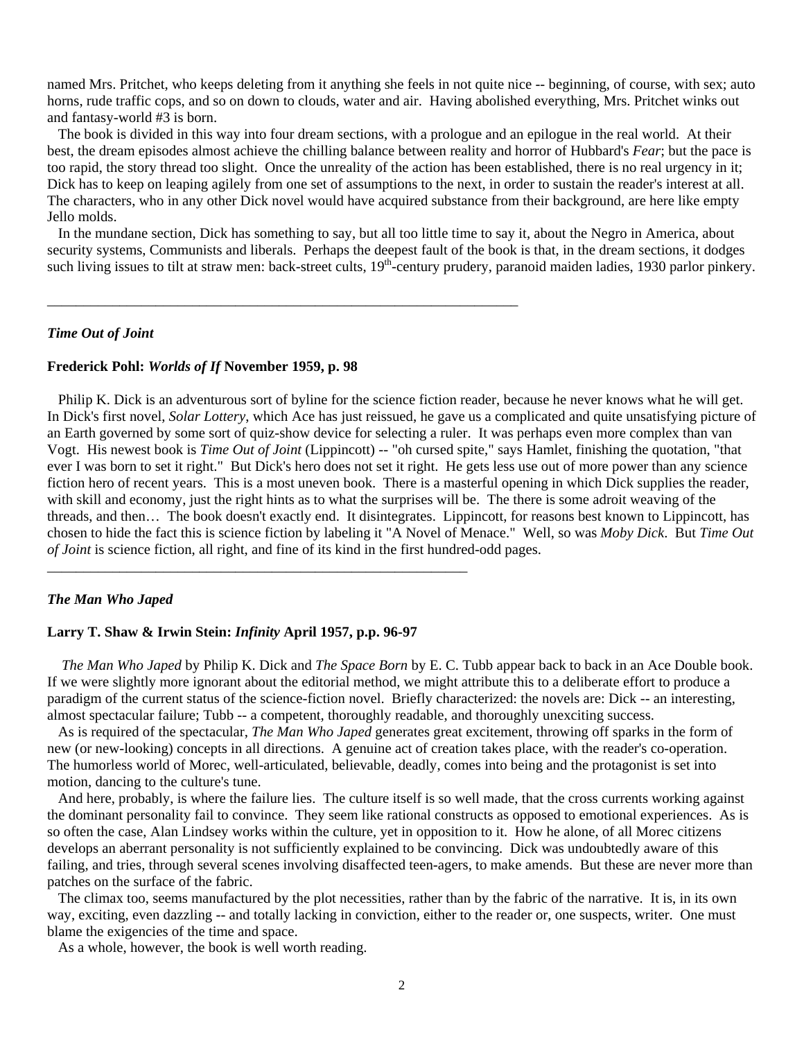named Mrs. Pritchet, who keeps deleting from it anything she feels in not quite nice -- beginning, of course, with sex; auto horns, rude traffic cops, and so on down to clouds, water and air. Having abolished everything, Mrs. Pritchet winks out and fantasy-world #3 is born.

The book is divided in this way into four dream sections, with a prologue and an epilogue in the real world. At their best, the dream episodes almost achieve the chilling balance between reality and horror of Hubbard's *Fear*; but the pace is too rapid, the story thread too slight. Once the unreality of the action has been established, there is no real urgency in it; Dick has to keep on leaping agilely from one set of assumptions to the next, in order to sustain the reader's interest at all. The characters, who in any other Dick novel would have acquired substance from their background, are here like empty Jello molds.

In the mundane section, Dick has something to say, but all too little time to say it, about the Negro in America, about security systems, Communists and liberals. Perhaps the deepest fault of the book is that, in the dream sections, it dodges such living issues to tilt at straw men: back-street cults, 19th-century prudery, paranoid maiden ladies, 1930 parlor pinkery.

---

### *Time Out of Joint*

**Frederick Pohl: *Worlds of If* November 1959, p. 98**

Philip K. Dick is an adventurous sort of byline for the science fiction reader, because he never knows what he will get. In Dick's first novel, *Solar Lottery*, which Ace has just reissued, he gave us a complicated and quite unsatisfying picture of an Earth governed by some sort of quiz-show device for selecting a ruler. It was perhaps even more complex than van Vogt. His newest book is *Time Out of Joint* (Lippincott) -- "oh cursed spite," says Hamlet, finishing the quotation, "that ever I was born to set it right." But Dick's hero does not set it right. He gets less use out of more power than any science fiction hero of recent years. This is a most uneven book. There is a masterful opening in which Dick supplies the reader, with skill and economy, just the right hints as to what the surprises will be. The there is some adroit weaving of the threads, and then… The book doesn't exactly end. It disintegrates. Lippincott, for reasons best known to Lippincott, has chosen to hide the fact this is science fiction by labeling it "A Novel of Menace." Well, so was *Moby Dick*. But *Time Out of Joint* is science fiction, all right, and fine of its kind in the first hundred-odd pages.

---

### *The Man Who Japed*

**Larry T. Shaw & Irwin Stein: *Infinity* April 1957, p.p. 96-97**

*The Man Who Japed* by Philip K. Dick and *The Space Born* by E. C. Tubb appear back to back in an Ace Double book. If we were slightly more ignorant about the editorial method, we might attribute this to a deliberate effort to produce a paradigm of the current status of the science-fiction novel. Briefly characterized: the novels are: Dick -- an interesting, almost spectacular failure; Tubb -- a competent, thoroughly readable, and thoroughly unexciting success.

As is required of the spectacular, *The Man Who Japed* generates great excitement, throwing off sparks in the form of new (or new-looking) concepts in all directions. A genuine act of creation takes place, with the reader's co-operation. The humorless world of Morec, well-articulated, believable, deadly, comes into being and the protagonist is set into motion, dancing to the culture's tune.

And here, probably, is where the failure lies. The culture itself is so well made, that the cross currents working against the dominant personality fail to convince. They seem like rational constructs as opposed to emotional experiences. As is so often the case, Alan Lindsey works within the culture, yet in opposition to it. How he alone, of all Morec citizens develops an aberrant personality is not sufficiently explained to be convincing. Dick was undoubtedly aware of this failing, and tries, through several scenes involving disaffected teen-agers, to make amends. But these are never more than patches on the surface of the fabric.

The climax too, seems manufactured by the plot necessities, rather than by the fabric of the narrative. It is, in its own way, exciting, even dazzling -- and totally lacking in conviction, either to the reader or, one suspects, writer. One must blame the exigencies of the time and space.

As a whole, however, the book is well worth reading.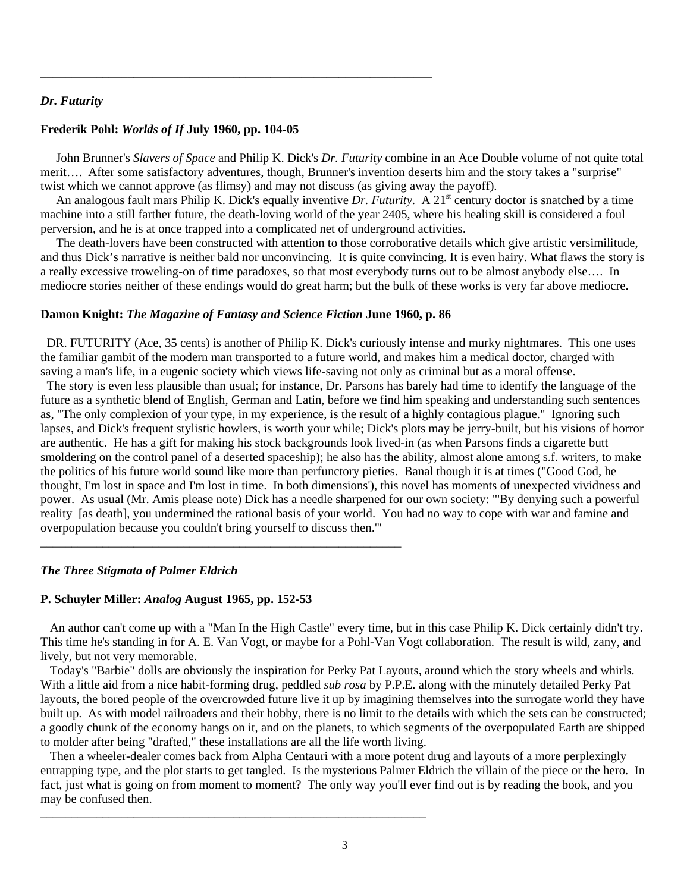---

*Dr. Futurity*

**Frederik Pohl:** ***Worlds of If*** **July 1960, pp. 104-05**

John Brunner's *Slavers of Space* and Philip K. Dick's *Dr. Futurity* combine in an Ace Double volume of not quite total merit…. After some satisfactory adventures, though, Brunner's invention deserts him and the story takes a "surprise" twist which we cannot approve (as flimsy) and may not discuss (as giving away the payoff).

An analogous fault mars Philip K. Dick's equally inventive *Dr. Futurity*. A 21st century doctor is snatched by a time machine into a still farther future, the death-loving world of the year 2405, where his healing skill is considered a foul perversion, and he is at once trapped into a complicated net of underground activities.

The death-lovers have been constructed with attention to those corroborative details which give artistic versimilitude, and thus Dick's narrative is neither bald nor unconvincing. It is quite convincing. It is even hairy. What flaws the story is a really excessive troweling-on of time paradoxes, so that most everybody turns out to be almost anybody else…. In mediocre stories neither of these endings would do great harm; but the bulk of these works is very far above mediocre.

**Damon Knight:** ***The Magazine of Fantasy and Science Fiction*** **June 1960, p. 86**

DR. FUTURITY (Ace, 35 cents) is another of Philip K. Dick's curiously intense and murky nightmares. This one uses the familiar gambit of the modern man transported to a future world, and makes him a medical doctor, charged with saving a man's life, in a eugenic society which views life-saving not only as criminal but as a moral offense.

The story is even less plausible than usual; for instance, Dr. Parsons has barely had time to identify the language of the future as a synthetic blend of English, German and Latin, before we find him speaking and understanding such sentences as, "The only complexion of your type, in my experience, is the result of a highly contagious plague." Ignoring such lapses, and Dick's frequent stylistic howlers, is worth your while; Dick's plots may be jerry-built, but his visions of horror are authentic. He has a gift for making his stock backgrounds look lived-in (as when Parsons finds a cigarette butt smoldering on the control panel of a deserted spaceship); he also has the ability, almost alone among s.f. writers, to make the politics of his future world sound like more than perfunctory pieties. Banal though it is at times ("Good God, he thought, I'm lost in space and I'm lost in time. In both dimensions'), this novel has moments of unexpected vividness and power. As usual (Mr. Amis please note) Dick has a needle sharpened for our own society: "'By denying such a powerful reality [as death], you undermined the rational basis of your world. You had no way to cope with war and famine and overpopulation because you couldn't bring yourself to discuss then.'"

---

*The Three Stigmata of Palmer Eldrich*

**P. Schuyler Miller:** ***Analog*** **August 1965, pp. 152-53**

An author can't come up with a "Man In the High Castle" every time, but in this case Philip K. Dick certainly didn't try. This time he's standing in for A. E. Van Vogt, or maybe for a Pohl-Van Vogt collaboration. The result is wild, zany, and lively, but not very memorable.

Today's "Barbie" dolls are obviously the inspiration for Perky Pat Layouts, around which the story wheels and whirls. With a little aid from a nice habit-forming drug, peddled *sub rosa* by P.P.E. along with the minutely detailed Perky Pat layouts, the bored people of the overcrowded future live it up by imagining themselves into the surrogate world they have built up. As with model railroaders and their hobby, there is no limit to the details with which the sets can be constructed; a goodly chunk of the economy hangs on it, and on the planets, to which segments of the overpopulated Earth are shipped to molder after being "drafted," these installations are all the life worth living.

Then a wheeler-dealer comes back from Alpha Centauri with a more potent drug and layouts of a more perplexingly entrapping type, and the plot starts to get tangled. Is the mysterious Palmer Eldrich the villain of the piece or the hero. In fact, just what is going on from moment to moment? The only way you'll ever find out is by reading the book, and you may be confused then.

---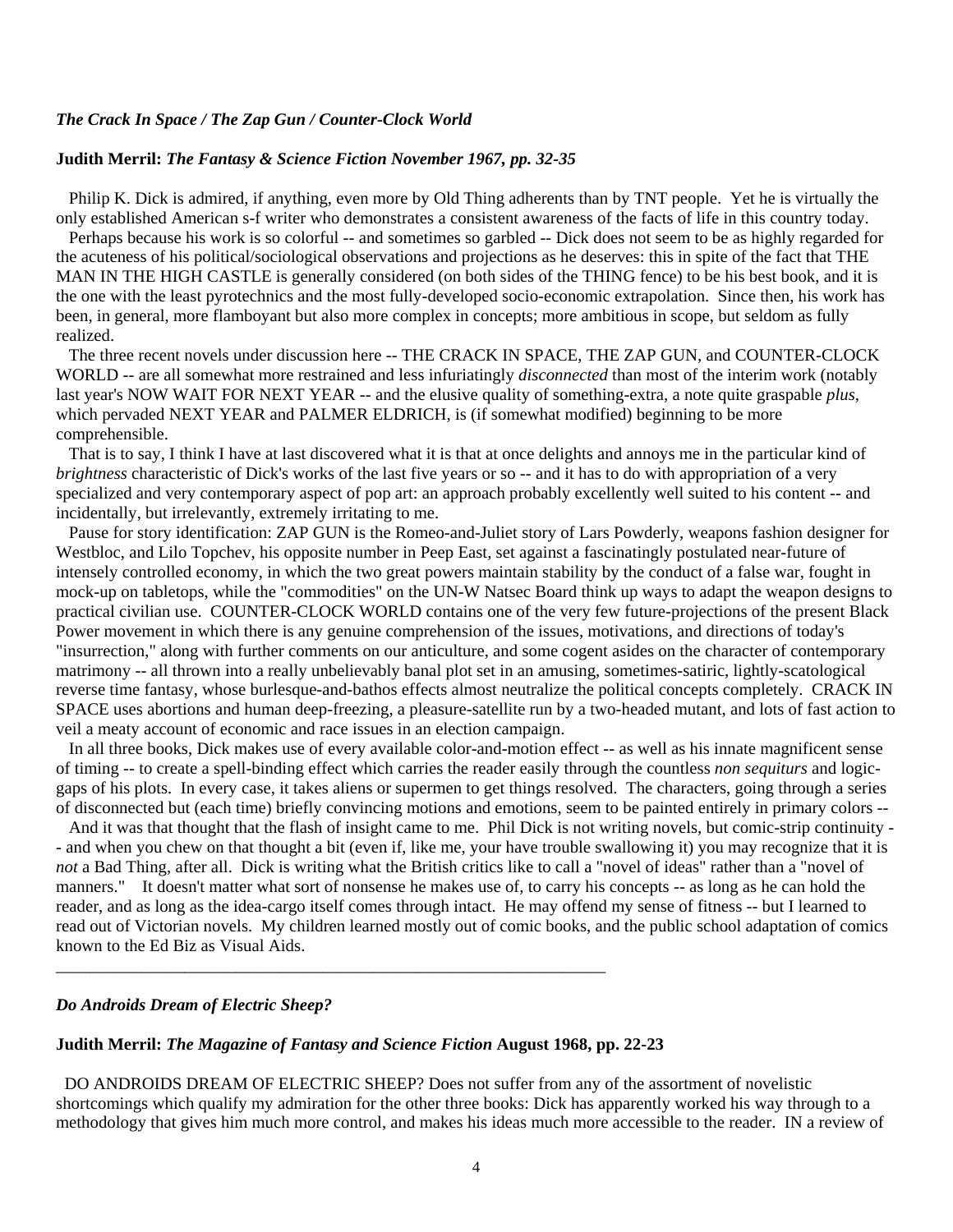***The Crack In Space / The Zap Gun / Counter-Clock World***

**Judith Merril:** ***The Fantasy & Science Fiction November 1967, pp. 32-35***

Philip K. Dick is admired, if anything, even more by Old Thing adherents than by TNT people. Yet he is virtually the only established American s-f writer who demonstrates a consistent awareness of the facts of life in this country today.

Perhaps because his work is so colorful -- and sometimes so garbled -- Dick does not seem to be as highly regarded for the acuteness of his political/sociological observations and projections as he deserves: this in spite of the fact that THE MAN IN THE HIGH CASTLE is generally considered (on both sides of the THING fence) to be his best book, and it is the one with the least pyrotechnics and the most fully-developed socio-economic extrapolation. Since then, his work has been, in general, more flamboyant but also more complex in concepts; more ambitious in scope, but seldom as fully realized.

The three recent novels under discussion here -- THE CRACK IN SPACE, THE ZAP GUN, and COUNTER-CLOCK WORLD -- are all somewhat more restrained and less infuriatingly *disconnected* than most of the interim work (notably last year's NOW WAIT FOR NEXT YEAR -- and the elusive quality of something-extra, a note quite graspable *plus*, which pervaded NEXT YEAR and PALMER ELDRICH, is (if somewhat modified) beginning to be more comprehensible.

That is to say, I think I have at last discovered what it is that at once delights and annoys me in the particular kind of *brightness* characteristic of Dick's works of the last five years or so -- and it has to do with appropriation of a very specialized and very contemporary aspect of pop art: an approach probably excellently well suited to his content -- and incidentally, but irrelevantly, extremely irritating to me.

Pause for story identification: ZAP GUN is the Romeo-and-Juliet story of Lars Powderly, weapons fashion designer for Westbloc, and Lilo Topchev, his opposite number in Peep East, set against a fascinatingly postulated near-future of intensely controlled economy, in which the two great powers maintain stability by the conduct of a false war, fought in mock-up on tabletops, while the "commodities" on the UN-W Natsec Board think up ways to adapt the weapon designs to practical civilian use. COUNTER-CLOCK WORLD contains one of the very few future-projections of the present Black Power movement in which there is any genuine comprehension of the issues, motivations, and directions of today's "insurrection," along with further comments on our anticulture, and some cogent asides on the character of contemporary matrimony -- all thrown into a really unbelievably banal plot set in an amusing, sometimes-satiric, lightly-scatological reverse time fantasy, whose burlesque-and-bathos effects almost neutralize the political concepts completely. CRACK IN SPACE uses abortions and human deep-freezing, a pleasure-satellite run by a two-headed mutant, and lots of fast action to veil a meaty account of economic and race issues in an election campaign.

In all three books, Dick makes use of every available color-and-motion effect -- as well as his innate magnificent sense of timing -- to create a spell-binding effect which carries the reader easily through the countless *non sequiturs* and logic-gaps of his plots. In every case, it takes aliens or supermen to get things resolved. The characters, going through a series of disconnected but (each time) briefly convincing motions and emotions, seem to be painted entirely in primary colors --

And it was that thought that the flash of insight came to me. Phil Dick is not writing novels, but comic-strip continuity -- and when you chew on that thought a bit (even if, like me, your have trouble swallowing it) you may recognize that it is *not* a Bad Thing, after all. Dick is writing what the British critics like to call a "novel of ideas" rather than a "novel of manners." It doesn't matter what sort of nonsense he makes use of, to carry his concepts -- as long as he can hold the reader, and as long as the idea-cargo itself comes through intact. He may offend my sense of fitness -- but I learned to read out of Victorian novels. My children learned mostly out of comic books, and the public school adaptation of comics known to the Ed Biz as Visual Aids.

---

***Do Androids Dream of Electric Sheep?***

**Judith Merril:** ***The Magazine of Fantasy and Science Fiction* August 1968, pp. 22-23**

DO ANDROIDS DREAM OF ELECTRIC SHEEP? Does not suffer from any of the assortment of novelistic shortcomings which qualify my admiration for the other three books: Dick has apparently worked his way through to a methodology that gives him much more control, and makes his ideas much more accessible to the reader. IN a review of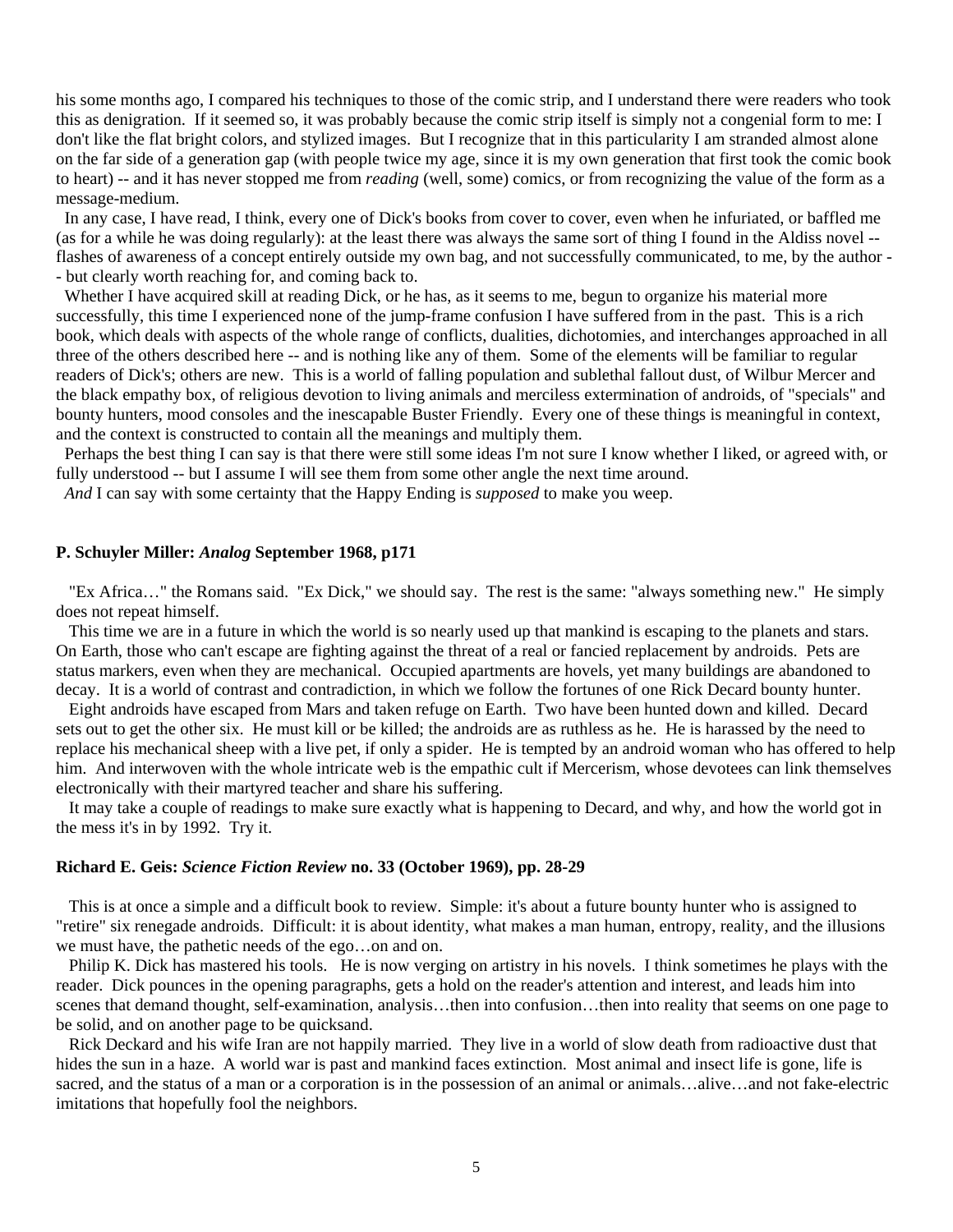his some months ago, I compared his techniques to those of the comic strip, and I understand there were readers who took this as denigration. If it seemed so, it was probably because the comic strip itself is simply not a congenial form to me: I don't like the flat bright colors, and stylized images. But I recognize that in this particularity I am stranded almost alone on the far side of a generation gap (with people twice my age, since it is my own generation that first took the comic book to heart) -- and it has never stopped me from *reading* (well, some) comics, or from recognizing the value of the form as a message-medium.

In any case, I have read, I think, every one of Dick's books from cover to cover, even when he infuriated, or baffled me (as for a while he was doing regularly): at the least there was always the same sort of thing I found in the Aldiss novel -- flashes of awareness of a concept entirely outside my own bag, and not successfully communicated, to me, by the author -- but clearly worth reaching for, and coming back to.

Whether I have acquired skill at reading Dick, or he has, as it seems to me, begun to organize his material more successfully, this time I experienced none of the jump-frame confusion I have suffered from in the past. This is a rich book, which deals with aspects of the whole range of conflicts, dualities, dichotomies, and interchanges approached in all three of the others described here -- and is nothing like any of them. Some of the elements will be familiar to regular readers of Dick's; others are new. This is a world of falling population and sublethal fallout dust, of Wilbur Mercer and the black empathy box, of religious devotion to living animals and merciless extermination of androids, of "specials" and bounty hunters, mood consoles and the inescapable Buster Friendly. Every one of these things is meaningful in context, and the context is constructed to contain all the meanings and multiply them.

Perhaps the best thing I can say is that there were still some ideas I'm not sure I know whether I liked, or agreed with, or fully understood -- but I assume I will see them from some other angle the next time around.

*And* I can say with some certainty that the Happy Ending is *supposed* to make you weep.

**P. Schuyler Miller: *Analog* September 1968, p171**

"Ex Africa…" the Romans said. "Ex Dick," we should say. The rest is the same: "always something new." He simply does not repeat himself.

This time we are in a future in which the world is so nearly used up that mankind is escaping to the planets and stars. On Earth, those who can't escape are fighting against the threat of a real or fancied replacement by androids. Pets are status markers, even when they are mechanical. Occupied apartments are hovels, yet many buildings are abandoned to decay. It is a world of contrast and contradiction, in which we follow the fortunes of one Rick Decard bounty hunter.

Eight androids have escaped from Mars and taken refuge on Earth. Two have been hunted down and killed. Decard sets out to get the other six. He must kill or be killed; the androids are as ruthless as he. He is harassed by the need to replace his mechanical sheep with a live pet, if only a spider. He is tempted by an android woman who has offered to help him. And interwoven with the whole intricate web is the empathic cult if Mercerism, whose devotees can link themselves electronically with their martyred teacher and share his suffering.

It may take a couple of readings to make sure exactly what is happening to Decard, and why, and how the world got in the mess it's in by 1992. Try it.

**Richard E. Geis: *Science Fiction Review* no. 33 (October 1969), pp. 28-29**

This is at once a simple and a difficult book to review. Simple: it's about a future bounty hunter who is assigned to "retire" six renegade androids. Difficult: it is about identity, what makes a man human, entropy, reality, and the illusions we must have, the pathetic needs of the ego…on and on.

Philip K. Dick has mastered his tools. He is now verging on artistry in his novels. I think sometimes he plays with the reader. Dick pounces in the opening paragraphs, gets a hold on the reader's attention and interest, and leads him into scenes that demand thought, self-examination, analysis…then into confusion…then into reality that seems on one page to be solid, and on another page to be quicksand.

Rick Deckard and his wife Iran are not happily married. They live in a world of slow death from radioactive dust that hides the sun in a haze. A world war is past and mankind faces extinction. Most animal and insect life is gone, life is sacred, and the status of a man or a corporation is in the possession of an animal or animals…alive…and not fake-electric imitations that hopefully fool the neighbors.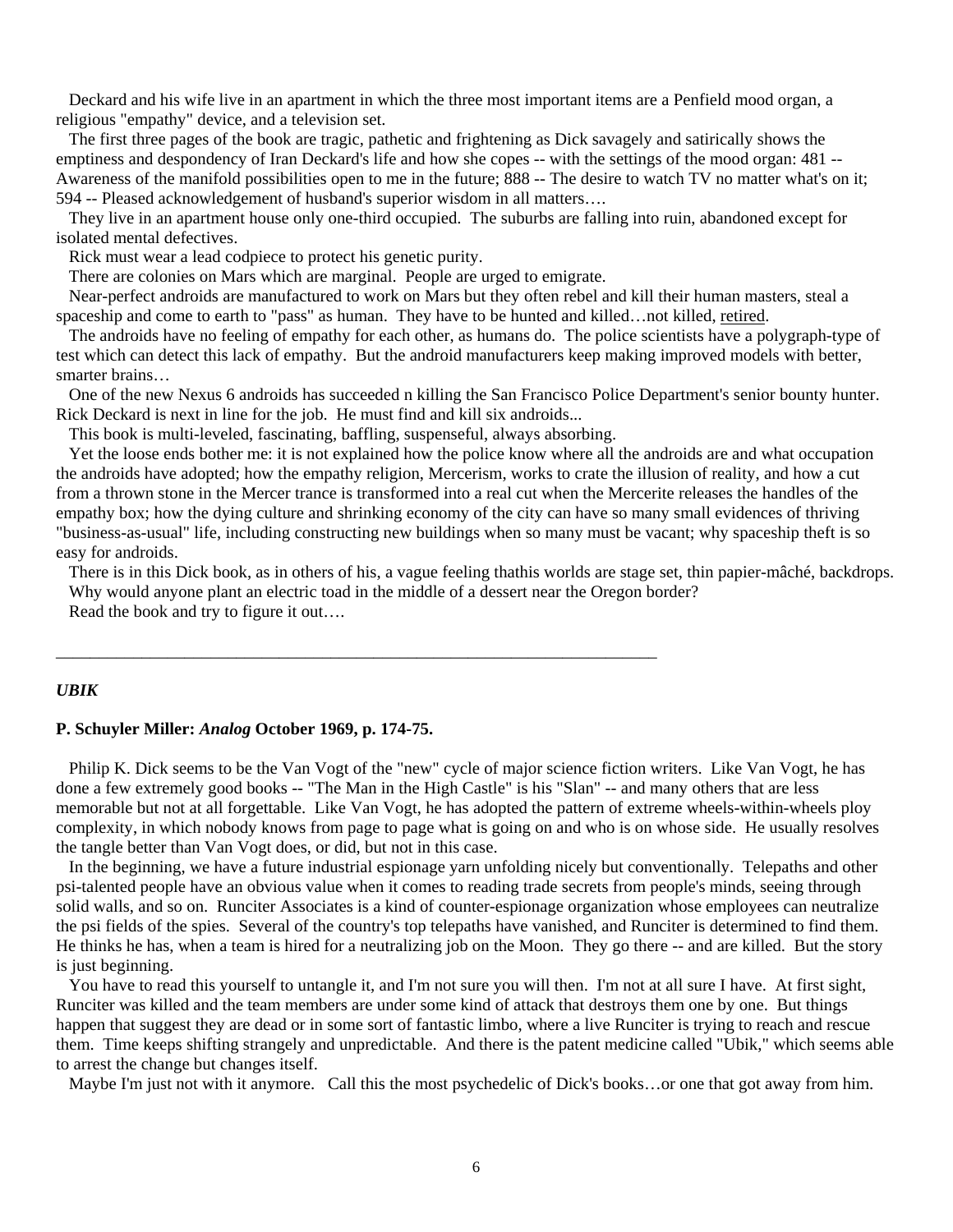Deckard and his wife live in an apartment in which the three most important items are a Penfield mood organ, a religious "empathy" device, and a television set.

The first three pages of the book are tragic, pathetic and frightening as Dick savagely and satirically shows the emptiness and despondency of Iran Deckard's life and how she copes -- with the settings of the mood organ: 481 -- Awareness of the manifold possibilities open to me in the future; 888 -- The desire to watch TV no matter what's on it; 594 -- Pleased acknowledgement of husband's superior wisdom in all matters….

They live in an apartment house only one-third occupied. The suburbs are falling into ruin, abandoned except for isolated mental defectives.

Rick must wear a lead codpiece to protect his genetic purity.

There are colonies on Mars which are marginal. People are urged to emigrate.

Near-perfect androids are manufactured to work on Mars but they often rebel and kill their human masters, steal a spaceship and come to earth to "pass" as human. They have to be hunted and killed…not killed, retired.

The androids have no feeling of empathy for each other, as humans do. The police scientists have a polygraph-type of test which can detect this lack of empathy. But the android manufacturers keep making improved models with better, smarter brains…

One of the new Nexus 6 androids has succeeded n killing the San Francisco Police Department's senior bounty hunter. Rick Deckard is next in line for the job. He must find and kill six androids...

This book is multi-leveled, fascinating, baffling, suspenseful, always absorbing.

Yet the loose ends bother me: it is not explained how the police know where all the androids are and what occupation the androids have adopted; how the empathy religion, Mercerism, works to crate the illusion of reality, and how a cut from a thrown stone in the Mercer trance is transformed into a real cut when the Mercerite releases the handles of the empathy box; how the dying culture and shrinking economy of the city can have so many small evidences of thriving "business-as-usual" life, including constructing new buildings when so many must be vacant; why spaceship theft is so easy for androids.

There is in this Dick book, as in others of his, a vague feeling thathis worlds are stage set, thin papier-mâché, backdrops. Why would anyone plant an electric toad in the middle of a dessert near the Oregon border?

Read the book and try to figure it out….

---

### *UBIK*

**P. Schuyler Miller: *Analog* October 1969, p. 174-75.**

Philip K. Dick seems to be the Van Vogt of the "new" cycle of major science fiction writers. Like Van Vogt, he has done a few extremely good books -- "The Man in the High Castle" is his "Slan" -- and many others that are less memorable but not at all forgettable. Like Van Vogt, he has adopted the pattern of extreme wheels-within-wheels ploy complexity, in which nobody knows from page to page what is going on and who is on whose side. He usually resolves the tangle better than Van Vogt does, or did, but not in this case.

In the beginning, we have a future industrial espionage yarn unfolding nicely but conventionally. Telepaths and other psi-talented people have an obvious value when it comes to reading trade secrets from people's minds, seeing through solid walls, and so on. Runciter Associates is a kind of counter-espionage organization whose employees can neutralize the psi fields of the spies. Several of the country's top telepaths have vanished, and Runciter is determined to find them. He thinks he has, when a team is hired for a neutralizing job on the Moon. They go there -- and are killed. But the story is just beginning.

You have to read this yourself to untangle it, and I'm not sure you will then. I'm not at all sure I have. At first sight, Runciter was killed and the team members are under some kind of attack that destroys them one by one. But things happen that suggest they are dead or in some sort of fantastic limbo, where a live Runciter is trying to reach and rescue them. Time keeps shifting strangely and unpredictable. And there is the patent medicine called "Ubik," which seems able to arrest the change but changes itself.

Maybe I'm just not with it anymore. Call this the most psychedelic of Dick's books…or one that got away from him.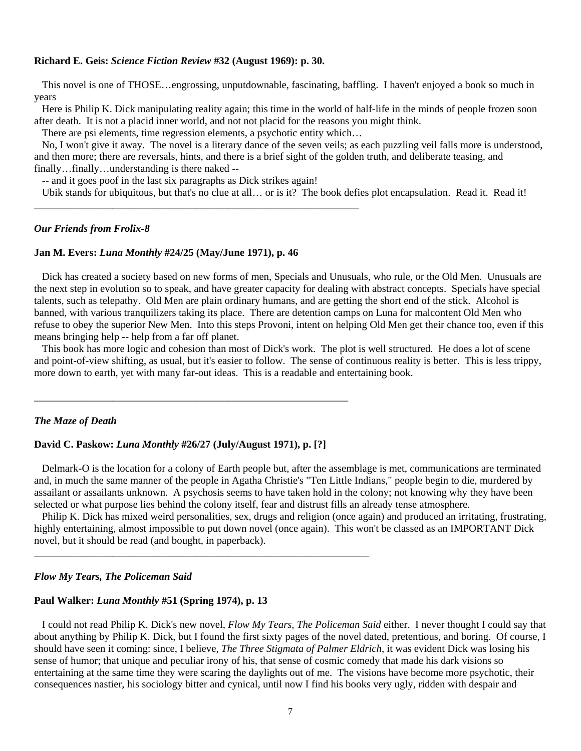**Richard E. Geis: *Science Fiction Review* #32 (August 1969): p. 30.**

This novel is one of THOSE…engrossing, unputdownable, fascinating, baffling. I haven't enjoyed a book so much in years

Here is Philip K. Dick manipulating reality again; this time in the world of half-life in the minds of people frozen soon after death. It is not a placid inner world, and not not placid for the reasons you might think.

There are psi elements, time regression elements, a psychotic entity which…

No, I won't give it away. The novel is a literary dance of the seven veils; as each puzzling veil falls more is understood, and then more; there are reversals, hints, and there is a brief sight of the golden truth, and deliberate teasing, and finally…finally…understanding is there naked --

-- and it goes poof in the last six paragraphs as Dick strikes again!

Ubik stands for ubiquitous, but that's no clue at all… or is it? The book defies plot encapsulation. Read it. Read it!

---

### *Our Friends from Frolix-8*

**Jan M. Evers: *Luna Monthly* #24/25 (May/June 1971), p. 46**

Dick has created a society based on new forms of men, Specials and Unusuals, who rule, or the Old Men. Unusuals are the next step in evolution so to speak, and have greater capacity for dealing with abstract concepts. Specials have special talents, such as telepathy. Old Men are plain ordinary humans, and are getting the short end of the stick. Alcohol is banned, with various tranquilizers taking its place. There are detention camps on Luna for malcontent Old Men who refuse to obey the superior New Men. Into this steps Provoni, intent on helping Old Men get their chance too, even if this means bringing help -- help from a far off planet.

This book has more logic and cohesion than most of Dick's work. The plot is well structured. He does a lot of scene and point-of-view shifting, as usual, but it's easier to follow. The sense of continuous reality is better. This is less trippy, more down to earth, yet with many far-out ideas. This is a readable and entertaining book.

---

### *The Maze of Death*

**David C. Paskow: *Luna Monthly* #26/27 (July/August 1971), p. [?]**

Delmark-O is the location for a colony of Earth people but, after the assemblage is met, communications are terminated and, in much the same manner of the people in Agatha Christie's "Ten Little Indians," people begin to die, murdered by assailant or assailants unknown. A psychosis seems to have taken hold in the colony; not knowing why they have been selected or what purpose lies behind the colony itself, fear and distrust fills an already tense atmosphere.

Philip K. Dick has mixed weird personalities, sex, drugs and religion (once again) and produced an irritating, frustrating, highly entertaining, almost impossible to put down novel (once again). This won't be classed as an IMPORTANT Dick novel, but it should be read (and bought, in paperback).

---

### *Flow My Tears, The Policeman Said*

**Paul Walker: *Luna Monthly* #51 (Spring 1974), p. 13**

I could not read Philip K. Dick's new novel, *Flow My Tears, The Policeman Said* either. I never thought I could say that about anything by Philip K. Dick, but I found the first sixty pages of the novel dated, pretentious, and boring. Of course, I should have seen it coming: since, I believe, *The Three Stigmata of Palmer Eldrich*, it was evident Dick was losing his sense of humor; that unique and peculiar irony of his, that sense of cosmic comedy that made his dark visions so entertaining at the same time they were scaring the daylights out of me. The visions have become more psychotic, their consequences nastier, his sociology bitter and cynical, until now I find his books very ugly, ridden with despair and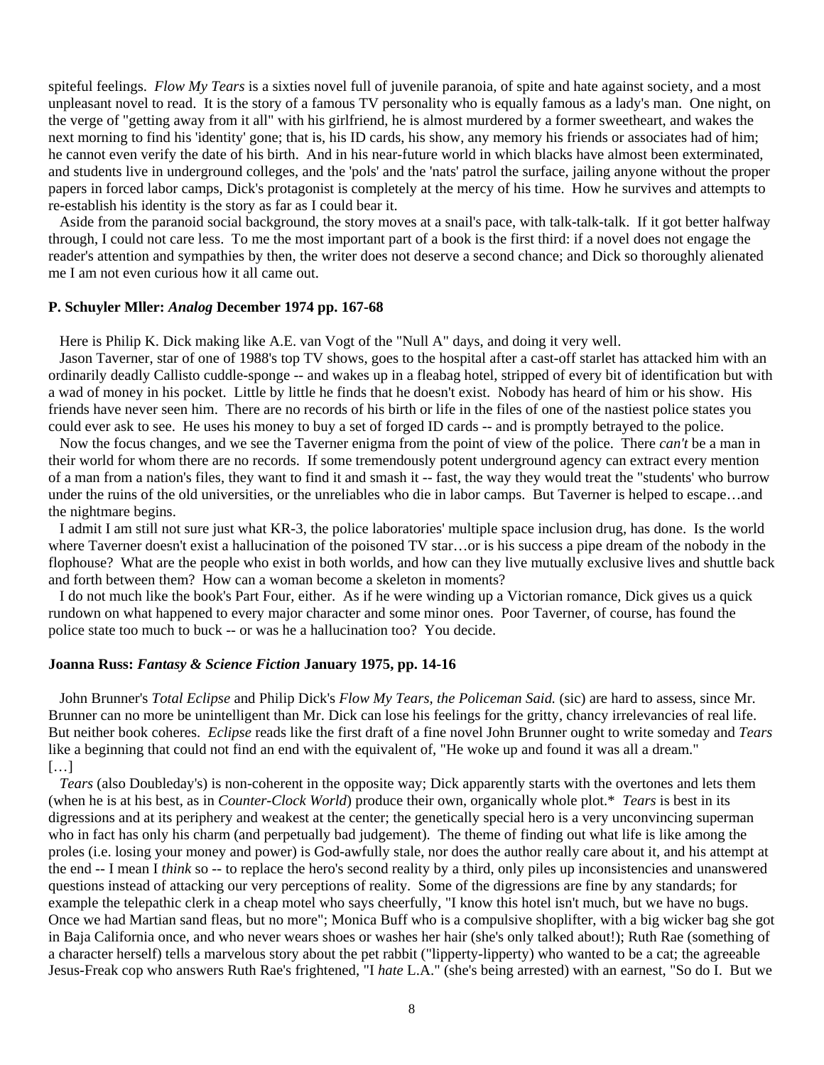spiteful feelings. *Flow My Tears* is a sixties novel full of juvenile paranoia, of spite and hate against society, and a most unpleasant novel to read. It is the story of a famous TV personality who is equally famous as a lady's man. One night, on the verge of "getting away from it all" with his girlfriend, he is almost murdered by a former sweetheart, and wakes the next morning to find his 'identity' gone; that is, his ID cards, his show, any memory his friends or associates had of him; he cannot even verify the date of his birth. And in his near-future world in which blacks have almost been exterminated, and students live in underground colleges, and the 'pols' and the 'nats' patrol the surface, jailing anyone without the proper papers in forced labor camps, Dick's protagonist is completely at the mercy of his time. How he survives and attempts to re-establish his identity is the story as far as I could bear it.

Aside from the paranoid social background, the story moves at a snail's pace, with talk-talk-talk. If it got better halfway through, I could not care less. To me the most important part of a book is the first third: if a novel does not engage the reader's attention and sympathies by then, the writer does not deserve a second chance; and Dick so thoroughly alienated me I am not even curious how it all came out.

**P. Schuyler Mller: *Analog* December 1974 pp. 167-68**

Here is Philip K. Dick making like A.E. van Vogt of the "Null A" days, and doing it very well.

Jason Taverner, star of one of 1988's top TV shows, goes to the hospital after a cast-off starlet has attacked him with an ordinarily deadly Callisto cuddle-sponge -- and wakes up in a fleabag hotel, stripped of every bit of identification but with a wad of money in his pocket. Little by little he finds that he doesn't exist. Nobody has heard of him or his show. His friends have never seen him. There are no records of his birth or life in the files of one of the nastiest police states you could ever ask to see. He uses his money to buy a set of forged ID cards -- and is promptly betrayed to the police.

Now the focus changes, and we see the Taverner enigma from the point of view of the police. There *can't* be a man in their world for whom there are no records. If some tremendously potent underground agency can extract every mention of a man from a nation's files, they want to find it and smash it -- fast, the way they would treat the "students' who burrow under the ruins of the old universities, or the unreliables who die in labor camps. But Taverner is helped to escape…and the nightmare begins.

I admit I am still not sure just what KR-3, the police laboratories' multiple space inclusion drug, has done. Is the world where Taverner doesn't exist a hallucination of the poisoned TV star…or is his success a pipe dream of the nobody in the flophouse? What are the people who exist in both worlds, and how can they live mutually exclusive lives and shuttle back and forth between them? How can a woman become a skeleton in moments?

I do not much like the book's Part Four, either. As if he were winding up a Victorian romance, Dick gives us a quick rundown on what happened to every major character and some minor ones. Poor Taverner, of course, has found the police state too much to buck -- or was he a hallucination too? You decide.

**Joanna Russ: *Fantasy & Science Fiction* January 1975, pp. 14-16**

John Brunner's *Total Eclipse* and Philip Dick's *Flow My Tears, the Policeman Said.* (sic) are hard to assess, since Mr. Brunner can no more be unintelligent than Mr. Dick can lose his feelings for the gritty, chancy irrelevancies of real life. But neither book coheres. *Eclipse* reads like the first draft of a fine novel John Brunner ought to write someday and *Tears* like a beginning that could not find an end with the equivalent of, "He woke up and found it was all a dream."
[…]

*Tears* (also Doubleday's) is non-coherent in the opposite way; Dick apparently starts with the overtones and lets them (when he is at his best, as in *Counter-Clock World*) produce their own, organically whole plot.* *Tears* is best in its digressions and at its periphery and weakest at the center; the genetically special hero is a very unconvincing superman who in fact has only his charm (and perpetually bad judgement). The theme of finding out what life is like among the proles (i.e. losing your money and power) is God-awfully stale, nor does the author really care about it, and his attempt at the end -- I mean I *think* so -- to replace the hero's second reality by a third, only piles up inconsistencies and unanswered questions instead of attacking our very perceptions of reality. Some of the digressions are fine by any standards; for example the telepathic clerk in a cheap motel who says cheerfully, "I know this hotel isn't much, but we have no bugs. Once we had Martian sand fleas, but no more"; Monica Buff who is a compulsive shoplifter, with a big wicker bag she got in Baja California once, and who never wears shoes or washes her hair (she's only talked about!); Ruth Rae (something of a character herself) tells a marvelous story about the pet rabbit ("lipperty-lipperty) who wanted to be a cat; the agreeable Jesus-Freak cop who answers Ruth Rae's frightened, "I *hate* L.A." (she's being arrested) with an earnest, "So do I. But we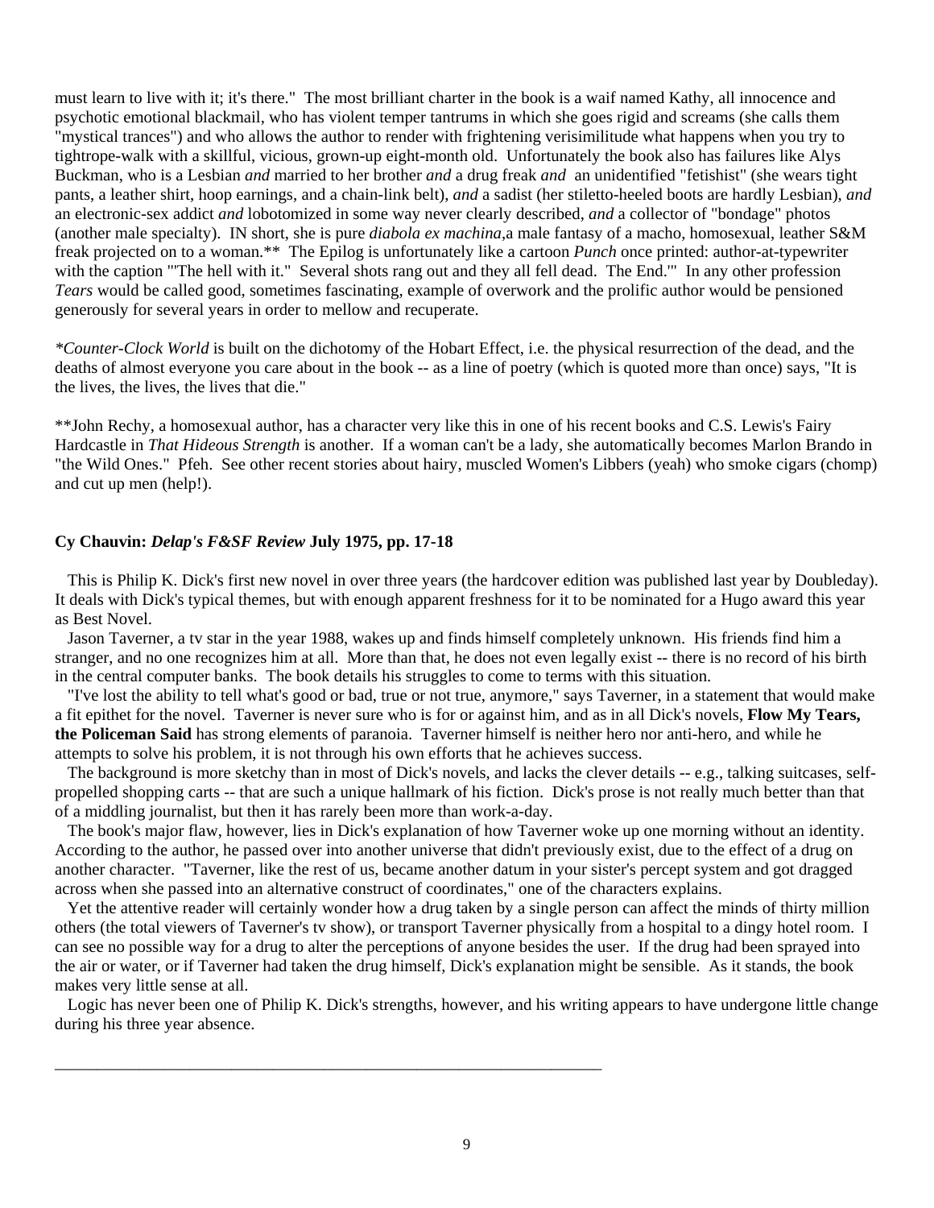must learn to live with it; it's there." The most brilliant charter in the book is a waif named Kathy, all innocence and psychotic emotional blackmail, who has violent temper tantrums in which she goes rigid and screams (she calls them "mystical trances") and who allows the author to render with frightening verisimilitude what happens when you try to tightrope-walk with a skillful, vicious, grown-up eight-month old. Unfortunately the book also has failures like Alys Buckman, who is a Lesbian *and* married to her brother *and* a drug freak *and* an unidentified "fetishist" (she wears tight pants, a leather shirt, hoop earnings, and a chain-link belt), *and* a sadist (her stiletto-heeled boots are hardly Lesbian), *and* an electronic-sex addict *and* lobotomized in some way never clearly described, *and* a collector of "bondage" photos (another male specialty). IN short, she is pure *diabola ex machina*,a male fantasy of a macho, homosexual, leather S&M freak projected on to a woman.** The Epilog is unfortunately like a cartoon *Punch* once printed: author-at-typewriter with the caption "'The hell with it." Several shots rang out and they all fell dead. The End.'" In any other profession *Tears* would be called good, sometimes fascinating, example of overwork and the prolific author would be pensioned generously for several years in order to mellow and recuperate.

**Counter-Clock World* is built on the dichotomy of the Hobart Effect, i.e. the physical resurrection of the dead, and the deaths of almost everyone you care about in the book -- as a line of poetry (which is quoted more than once) says, "It is the lives, the lives, the lives that die."

**John Rechy, a homosexual author, has a character very like this in one of his recent books and C.S. Lewis's Fairy Hardcastle in *That Hideous Strength* is another. If a woman can't be a lady, she automatically becomes Marlon Brando in "the Wild Ones." Pfeh. See other recent stories about hairy, muscled Women's Libbers (yeah) who smoke cigars (chomp) and cut up men (help!).

### Cy Chauvin: *Delap's F&SF Review* July 1975, pp. 17-18

This is Philip K. Dick's first new novel in over three years (the hardcover edition was published last year by Doubleday). It deals with Dick's typical themes, but with enough apparent freshness for it to be nominated for a Hugo award this year as Best Novel.

Jason Taverner, a tv star in the year 1988, wakes up and finds himself completely unknown. His friends find him a stranger, and no one recognizes him at all. More than that, he does not even legally exist -- there is no record of his birth in the central computer banks. The book details his struggles to come to terms with this situation.

"I've lost the ability to tell what's good or bad, true or not true, anymore," says Taverner, in a statement that would make a fit epithet for the novel. Taverner is never sure who is for or against him, and as in all Dick's novels, **Flow My Tears, the Policeman Said** has strong elements of paranoia. Taverner himself is neither hero nor anti-hero, and while he attempts to solve his problem, it is not through his own efforts that he achieves success.

The background is more sketchy than in most of Dick's novels, and lacks the clever details -- e.g., talking suitcases, self-propelled shopping carts -- that are such a unique hallmark of his fiction. Dick's prose is not really much better than that of a middling journalist, but then it has rarely been more than work-a-day.

The book's major flaw, however, lies in Dick's explanation of how Taverner woke up one morning without an identity. According to the author, he passed over into another universe that didn't previously exist, due to the effect of a drug on another character. "Taverner, like the rest of us, became another datum in your sister's percept system and got dragged across when she passed into an alternative construct of coordinates," one of the characters explains.

Yet the attentive reader will certainly wonder how a drug taken by a single person can affect the minds of thirty million others (the total viewers of Taverner's tv show), or transport Taverner physically from a hospital to a dingy hotel room. I can see no possible way for a drug to alter the perceptions of anyone besides the user. If the drug had been sprayed into the air or water, or if Taverner had taken the drug himself, Dick's explanation might be sensible. As it stands, the book makes very little sense at all.

Logic has never been one of Philip K. Dick's strengths, however, and his writing appears to have undergone little change during his three year absence.

---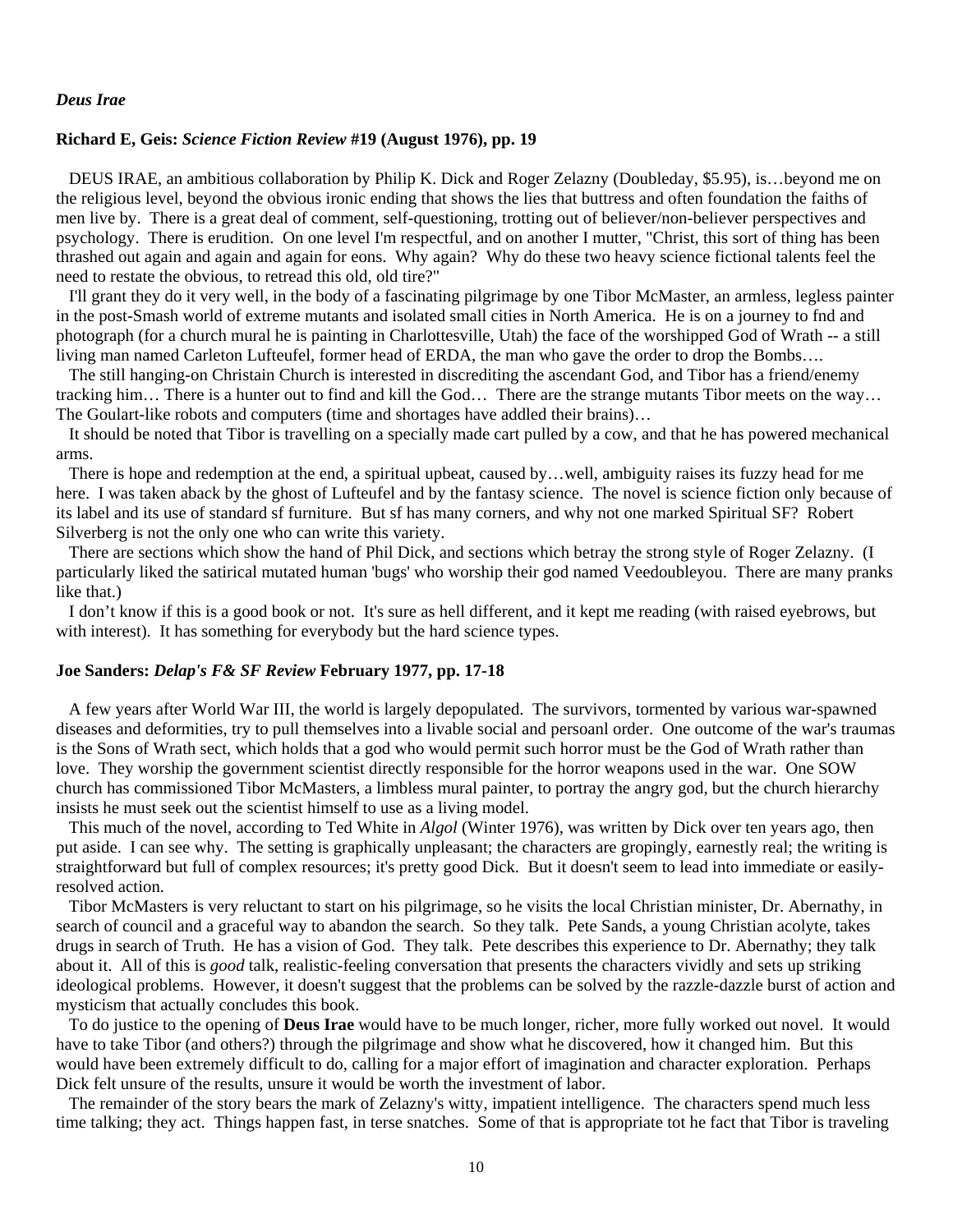### *Deus Irae*

**Richard E, Geis: *Science Fiction Review* #19 (August 1976), pp. 19**

DEUS IRAE, an ambitious collaboration by Philip K. Dick and Roger Zelazny (Doubleday, $5.95), is…beyond me on the religious level, beyond the obvious ironic ending that shows the lies that buttress and often foundation the faiths of men live by. There is a great deal of comment, self-questioning, trotting out of believer/non-believer perspectives and psychology. There is erudition. On one level I'm respectful, and on another I mutter, "Christ, this sort of thing has been thrashed out again and again and again for eons. Why again? Why do these two heavy science fictional talents feel the need to restate the obvious, to retread this old, old tire?"

I'll grant they do it very well, in the body of a fascinating pilgrimage by one Tibor McMaster, an armless, legless painter in the post-Smash world of extreme mutants and isolated small cities in North America. He is on a journey to fnd and photograph (for a church mural he is painting in Charlottesville, Utah) the face of the worshipped God of Wrath -- a still living man named Carleton Lufteufel, former head of ERDA, the man who gave the order to drop the Bombs….

The still hanging-on Christain Church is interested in discrediting the ascendant God, and Tibor has a friend/enemy tracking him… There is a hunter out to find and kill the God… There are the strange mutants Tibor meets on the way… The Goulart-like robots and computers (time and shortages have addled their brains)…

It should be noted that Tibor is travelling on a specially made cart pulled by a cow, and that he has powered mechanical arms.

There is hope and redemption at the end, a spiritual upbeat, caused by…well, ambiguity raises its fuzzy head for me here. I was taken aback by the ghost of Lufteufel and by the fantasy science. The novel is science fiction only because of its label and its use of standard sf furniture. But sf has many corners, and why not one marked Spiritual SF? Robert Silverberg is not the only one who can write this variety.

There are sections which show the hand of Phil Dick, and sections which betray the strong style of Roger Zelazny. (I particularly liked the satirical mutated human 'bugs' who worship their god named Veedoubleyou. There are many pranks like that.)

I don't know if this is a good book or not. It's sure as hell different, and it kept me reading (with raised eyebrows, but with interest). It has something for everybody but the hard science types.

**Joe Sanders: *Delap's F& SF Review* February 1977, pp. 17-18**

A few years after World War III, the world is largely depopulated. The survivors, tormented by various war-spawned diseases and deformities, try to pull themselves into a livable social and persoanl order. One outcome of the war's traumas is the Sons of Wrath sect, which holds that a god who would permit such horror must be the God of Wrath rather than love. They worship the government scientist directly responsible for the horror weapons used in the war. One SOW church has commissioned Tibor McMasters, a limbless mural painter, to portray the angry god, but the church hierarchy insists he must seek out the scientist himself to use as a living model.

This much of the novel, according to Ted White in *Algol* (Winter 1976), was written by Dick over ten years ago, then put aside. I can see why. The setting is graphically unpleasant; the characters are gropingly, earnestly real; the writing is straightforward but full of complex resources; it's pretty good Dick. But it doesn't seem to lead into immediate or easily-resolved action.

Tibor McMasters is very reluctant to start on his pilgrimage, so he visits the local Christian minister, Dr. Abernathy, in search of council and a graceful way to abandon the search. So they talk. Pete Sands, a young Christian acolyte, takes drugs in search of Truth. He has a vision of God. They talk. Pete describes this experience to Dr. Abernathy; they talk about it. All of this is *good* talk, realistic-feeling conversation that presents the characters vividly and sets up striking ideological problems. However, it doesn't suggest that the problems can be solved by the razzle-dazzle burst of action and mysticism that actually concludes this book.

To do justice to the opening of **Deus Irae** would have to be much longer, richer, more fully worked out novel. It would have to take Tibor (and others?) through the pilgrimage and show what he discovered, how it changed him. But this would have been extremely difficult to do, calling for a major effort of imagination and character exploration. Perhaps Dick felt unsure of the results, unsure it would be worth the investment of labor.

The remainder of the story bears the mark of Zelazny's witty, impatient intelligence. The characters spend much less time talking; they act. Things happen fast, in terse snatches. Some of that is appropriate tot he fact that Tibor is traveling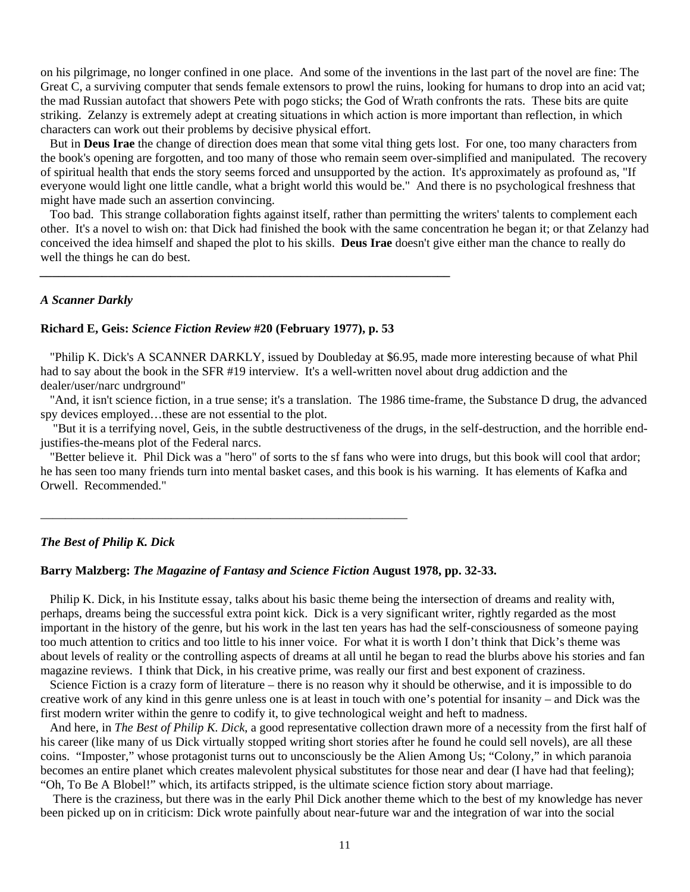on his pilgrimage, no longer confined in one place. And some of the inventions in the last part of the novel are fine: The Great C, a surviving computer that sends female extensors to prowl the ruins, looking for humans to drop into an acid vat; the mad Russian autofact that showers Pete with pogo sticks; the God of Wrath confronts the rats. These bits are quite striking. Zelanzy is extremely adept at creating situations in which action is more important than reflection, in which characters can work out their problems by decisive physical effort.

But in **Deus Irae** the change of direction does mean that some vital thing gets lost. For one, too many characters from the book's opening are forgotten, and too many of those who remain seem over-simplified and manipulated. The recovery of spiritual health that ends the story seems forced and unsupported by the action. It's approximately as profound as, "If everyone would light one little candle, what a bright world this would be." And there is no psychological freshness that might have made such an assertion convincing.

Too bad. This strange collaboration fights against itself, rather than permitting the writers' talents to complement each other. It's a novel to wish on: that Dick had finished the book with the same concentration he began it; or that Zelanzy had conceived the idea himself and shaped the plot to his skills. **Deus Irae** doesn't give either man the chance to really do well the things he can do best.

---

### *A Scanner Darkly*

**Richard E, Geis: *Science Fiction Review* #20 (February 1977), p. 53**

"Philip K. Dick's A SCANNER DARKLY, issued by Doubleday at $6.95, made more interesting because of what Phil had to say about the book in the SFR #19 interview. It's a well-written novel about drug addiction and the dealer/user/narc undrground"

"And, it isn't science fiction, in a true sense; it's a translation. The 1986 time-frame, the Substance D drug, the advanced spy devices employed…these are not essential to the plot.

"But it is a terrifying novel, Geis, in the subtle destructiveness of the drugs, in the self-destruction, and the horrible end-justifies-the-means plot of the Federal narcs.

"Better believe it. Phil Dick was a "hero" of sorts to the sf fans who were into drugs, but this book will cool that ardor; he has seen too many friends turn into mental basket cases, and this book is his warning. It has elements of Kafka and Orwell. Recommended."

---

### *The Best of Philip K. Dick*

**Barry Malzberg: *The Magazine of Fantasy and Science Fiction* August 1978, pp. 32-33.**

Philip K. Dick, in his Institute essay, talks about his basic theme being the intersection of dreams and reality with, perhaps, dreams being the successful extra point kick. Dick is a very significant writer, rightly regarded as the most important in the history of the genre, but his work in the last ten years has had the self-consciousness of someone paying too much attention to critics and too little to his inner voice. For what it is worth I don't think that Dick's theme was about levels of reality or the controlling aspects of dreams at all until he began to read the blurbs above his stories and fan magazine reviews. I think that Dick, in his creative prime, was really our first and best exponent of craziness.

Science Fiction is a crazy form of literature – there is no reason why it should be otherwise, and it is impossible to do creative work of any kind in this genre unless one is at least in touch with one's potential for insanity – and Dick was the first modern writer within the genre to codify it, to give technological weight and heft to madness.

And here, in *The Best of Philip K. Dick*, a good representative collection drawn more of a necessity from the first half of his career (like many of us Dick virtually stopped writing short stories after he found he could sell novels), are all these coins. "Imposter," whose protagonist turns out to unconsciously be the Alien Among Us; "Colony," in which paranoia becomes an entire planet which creates malevolent physical substitutes for those near and dear (I have had that feeling); "Oh, To Be A Blobel!" which, its artifacts stripped, is the ultimate science fiction story about marriage.

There is the craziness, but there was in the early Phil Dick another theme which to the best of my knowledge has never been picked up on in criticism: Dick wrote painfully about near-future war and the integration of war into the social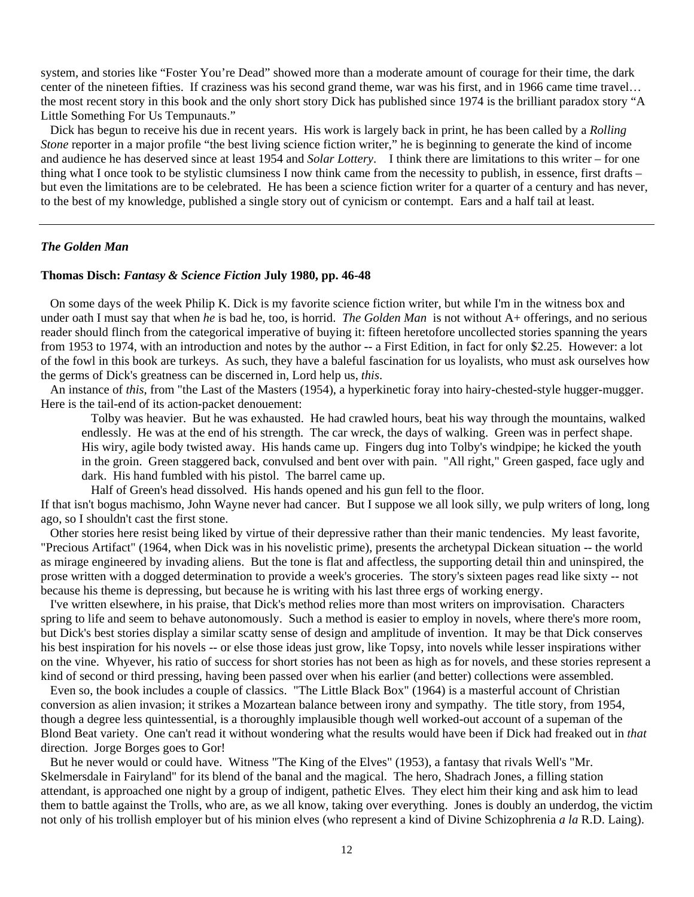system, and stories like "Foster You're Dead" showed more than a moderate amount of courage for their time, the dark center of the nineteen fifties. If craziness was his second grand theme, war was his first, and in 1966 came time travel… the most recent story in this book and the only short story Dick has published since 1974 is the brilliant paradox story "A Little Something For Us Tempunauts."

Dick has begun to receive his due in recent years. His work is largely back in print, he has been called by a *Rolling Stone* reporter in a major profile "the best living science fiction writer," he is beginning to generate the kind of income and audience he has deserved since at least 1954 and *Solar Lottery*. I think there are limitations to this writer – for one thing what I once took to be stylistic clumsiness I now think came from the necessity to publish, in essence, first drafts – but even the limitations are to be celebrated. He has been a science fiction writer for a quarter of a century and has never, to the best of my knowledge, published a single story out of cynicism or contempt. Ears and a half tail at least.

---

### *The Golden Man*

**Thomas Disch: *Fantasy & Science Fiction* July 1980, pp. 46-48**

On some days of the week Philip K. Dick is my favorite science fiction writer, but while I'm in the witness box and under oath I must say that when *he* is bad he, too, is horrid. *The Golden Man* is not without A+ offerings, and no serious reader should flinch from the categorical imperative of buying it: fifteen heretofore uncollected stories spanning the years from 1953 to 1974, with an introduction and notes by the author -- a First Edition, in fact for only $2.25. However: a lot of the fowl in this book are turkeys. As such, they have a baleful fascination for us loyalists, who must ask ourselves how the germs of Dick's greatness can be discerned in, Lord help us, *this*.

An instance of *this*, from "the Last of the Masters (1954), a hyperkinetic foray into hairy-chested-style hugger-mugger. Here is the tail-end of its action-packet denouement:

> Tolby was heavier. But he was exhausted. He had crawled hours, beat his way through the mountains, walked endlessly. He was at the end of his strength. The car wreck, the days of walking. Green was in perfect shape. His wiry, agile body twisted away. His hands came up. Fingers dug into Tolby's windpipe; he kicked the youth in the groin. Green staggered back, convulsed and bent over with pain. "All right," Green gasped, face ugly and dark. His hand fumbled with his pistol. The barrel came up.
>
> Half of Green's head dissolved. His hands opened and his gun fell to the floor.

If that isn't bogus machismo, John Wayne never had cancer. But I suppose we all look silly, we pulp writers of long, long ago, so I shouldn't cast the first stone.

Other stories here resist being liked by virtue of their depressive rather than their manic tendencies. My least favorite, "Precious Artifact" (1964, when Dick was in his novelistic prime), presents the archetypal Dickean situation -- the world as mirage engineered by invading aliens. But the tone is flat and affectless, the supporting detail thin and uninspired, the prose written with a dogged determination to provide a week's groceries. The story's sixteen pages read like sixty -- not because his theme is depressing, but because he is writing with his last three ergs of working energy.

I've written elsewhere, in his praise, that Dick's method relies more than most writers on improvisation. Characters spring to life and seem to behave autonomously. Such a method is easier to employ in novels, where there's more room, but Dick's best stories display a similar scatty sense of design and amplitude of invention. It may be that Dick conserves his best inspiration for his novels -- or else those ideas just grow, like Topsy, into novels while lesser inspirations wither on the vine. Whyever, his ratio of success for short stories has not been as high as for novels, and these stories represent a kind of second or third pressing, having been passed over when his earlier (and better) collections were assembled.

Even so, the book includes a couple of classics. "The Little Black Box" (1964) is a masterful account of Christian conversion as alien invasion; it strikes a Mozartean balance between irony and sympathy. The title story, from 1954, though a degree less quintessential, is a thoroughly implausible though well worked-out account of a supeman of the Blond Beat variety. One can't read it without wondering what the results would have been if Dick had freaked out in *that* direction. Jorge Borges goes to Gor!

But he never would or could have. Witness "The King of the Elves" (1953), a fantasy that rivals Well's "Mr. Skelmersdale in Fairyland" for its blend of the banal and the magical. The hero, Shadrach Jones, a filling station attendant, is approached one night by a group of indigent, pathetic Elves. They elect him their king and ask him to lead them to battle against the Trolls, who are, as we all know, taking over everything. Jones is doubly an underdog, the victim not only of his trollish employer but of his minion elves (who represent a kind of Divine Schizophrenia *a la* R.D. Laing).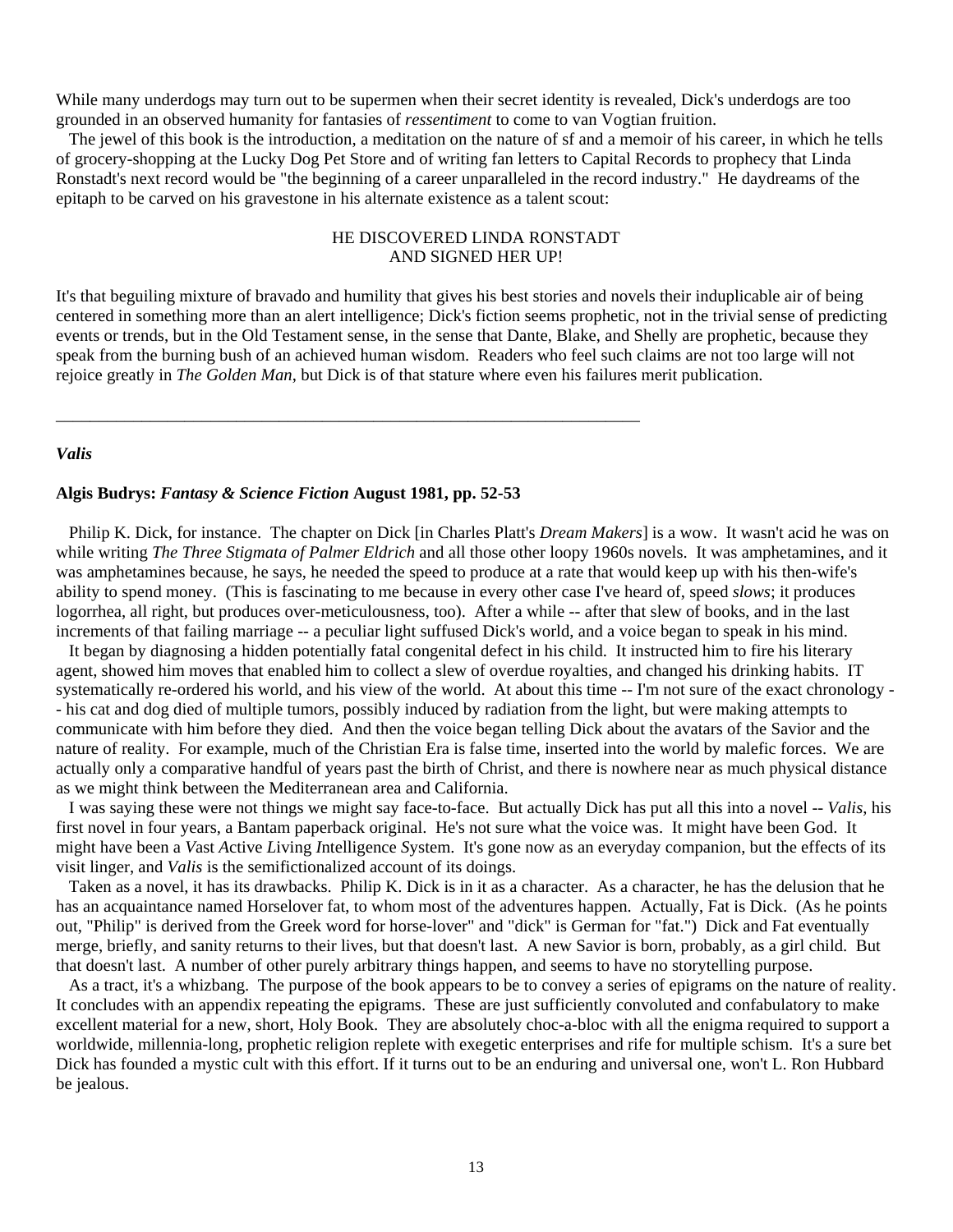While many underdogs may turn out to be supermen when their secret identity is revealed, Dick's underdogs are too grounded in an observed humanity for fantasies of *ressentiment* to come to van Vogtian fruition.

The jewel of this book is the introduction, a meditation on the nature of sf and a memoir of his career, in which he tells of grocery-shopping at the Lucky Dog Pet Store and of writing fan letters to Capital Records to prophecy that Linda Ronstadt's next record would be "the beginning of a career unparalleled in the record industry." He daydreams of the epitaph to be carved on his gravestone in his alternate existence as a talent scout:

HE DISCOVERED LINDA RONSTADT
AND SIGNED HER UP!

It's that beguiling mixture of bravado and humility that gives his best stories and novels their induplicable air of being centered in something more than an alert intelligence; Dick's fiction seems prophetic, not in the trivial sense of predicting events or trends, but in the Old Testament sense, in the sense that Dante, Blake, and Shelly are prophetic, because they speak from the burning bush of an achieved human wisdom. Readers who feel such claims are not too large will not rejoice greatly in *The Golden Man*, but Dick is of that stature where even his failures merit publication.

---

***Valis***

**Algis Budrys: *Fantasy & Science Fiction* August 1981, pp. 52-53**

Philip K. Dick, for instance. The chapter on Dick [in Charles Platt's *Dream Makers*] is a wow. It wasn't acid he was on while writing *The Three Stigmata of Palmer Eldrich* and all those other loopy 1960s novels. It was amphetamines, and it was amphetamines because, he says, he needed the speed to produce at a rate that would keep up with his then-wife's ability to spend money. (This is fascinating to me because in every other case I've heard of, speed *slows*; it produces logorrhea, all right, but produces over-meticulousness, too). After a while -- after that slew of books, and in the last increments of that failing marriage -- a peculiar light suffused Dick's world, and a voice began to speak in his mind.

It began by diagnosing a hidden potentially fatal congenital defect in his child. It instructed him to fire his literary agent, showed him moves that enabled him to collect a slew of overdue royalties, and changed his drinking habits. IT systematically re-ordered his world, and his view of the world. At about this time -- I'm not sure of the exact chronology -- his cat and dog died of multiple tumors, possibly induced by radiation from the light, but were making attempts to communicate with him before they died. And then the voice began telling Dick about the avatars of the Savior and the nature of reality. For example, much of the Christian Era is false time, inserted into the world by malefic forces. We are actually only a comparative handful of years past the birth of Christ, and there is nowhere near as much physical distance as we might think between the Mediterranean area and California.

I was saying these were not things we might say face-to-face. But actually Dick has put all this into a novel -- *Valis*, his first novel in four years, a Bantam paperback original. He's not sure what the voice was. It might have been God. It might have been a *V*ast *A*ctive *L*iving *I*ntelligence *S*ystem. It's gone now as an everyday companion, but the effects of its visit linger, and *Valis* is the semifictionalized account of its doings.

Taken as a novel, it has its drawbacks. Philip K. Dick is in it as a character. As a character, he has the delusion that he has an acquaintance named Horselover fat, to whom most of the adventures happen. Actually, Fat is Dick. (As he points out, "Philip" is derived from the Greek word for horse-lover" and "dick" is German for "fat.") Dick and Fat eventually merge, briefly, and sanity returns to their lives, but that doesn't last. A new Savior is born, probably, as a girl child. But that doesn't last. A number of other purely arbitrary things happen, and seems to have no storytelling purpose.

As a tract, it's a whizbang. The purpose of the book appears to be to convey a series of epigrams on the nature of reality. It concludes with an appendix repeating the epigrams. These are just sufficiently convoluted and confabulatory to make excellent material for a new, short, Holy Book. They are absolutely choc-a-bloc with all the enigma required to support a worldwide, millennia-long, prophetic religion replete with exegetic enterprises and rife for multiple schism. It's a sure bet Dick has founded a mystic cult with this effort. If it turns out to be an enduring and universal one, won't L. Ron Hubbard be jealous.